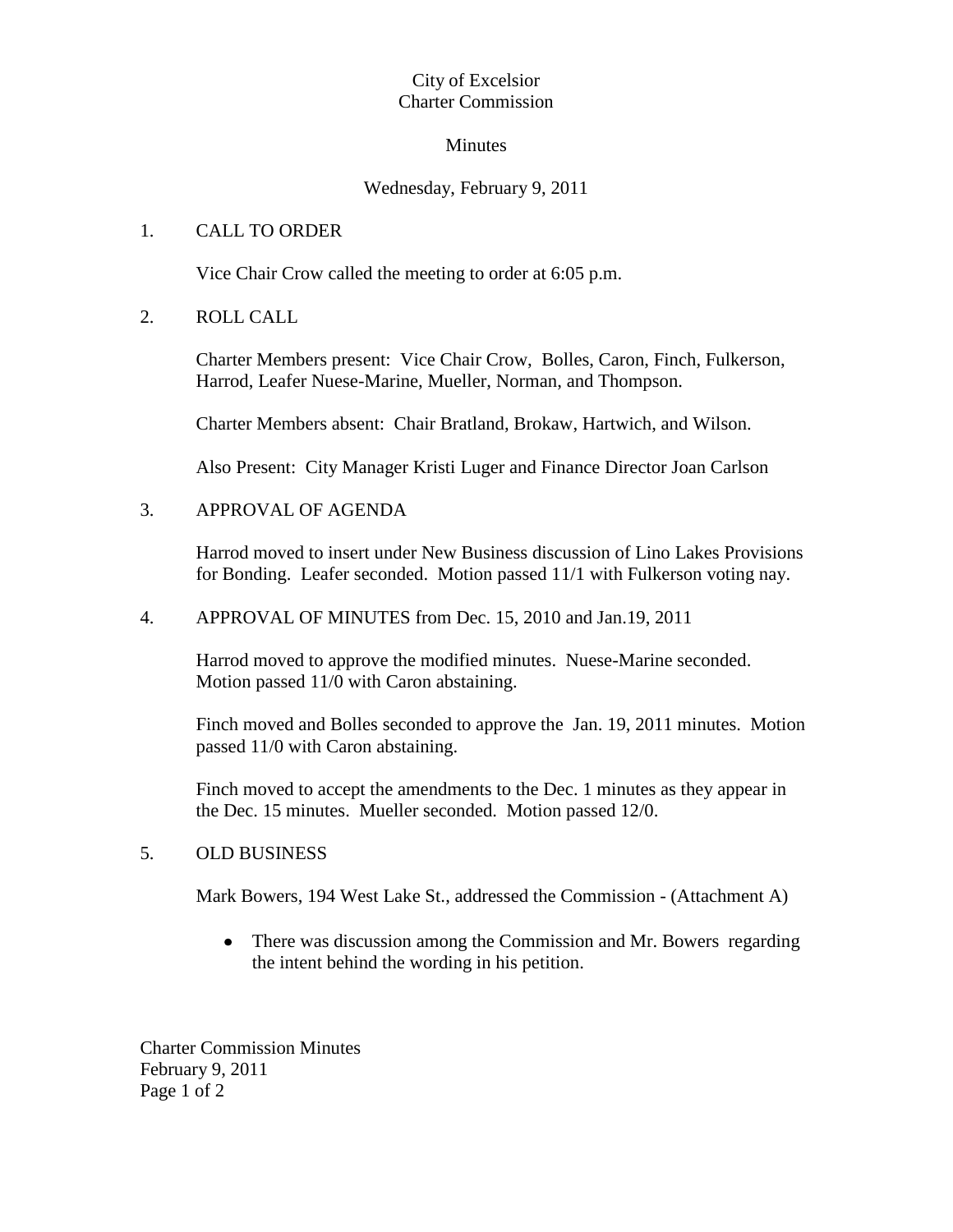City of Excelsior
Charter Commission

Minutes

Wednesday, February 9, 2011

1. CALL TO ORDER

   Vice Chair Crow called the meeting to order at 6:05 p.m.

2. ROLL CALL

   Charter Members present: Vice Chair Crow, Bolles, Caron, Finch, Fulkerson, Harrod, Leafer Nuese-Marine, Mueller, Norman, and Thompson.

   Charter Members absent: Chair Bratland, Brokaw, Hartwich, and Wilson.

   Also Present: City Manager Kristi Luger and Finance Director Joan Carlson

3. APPROVAL OF AGENDA

   Harrod moved to insert under New Business discussion of Lino Lakes Provisions for Bonding. Leafer seconded. Motion passed 11/1 with Fulkerson voting nay.

4. APPROVAL OF MINUTES from Dec. 15, 2010 and Jan.19, 2011

   Harrod moved to approve the modified minutes. Nuese-Marine seconded. Motion passed 11/0 with Caron abstaining.

   Finch moved and Bolles seconded to approve the Jan. 19, 2011 minutes. Motion passed 11/0 with Caron abstaining.

   Finch moved to accept the amendments to the Dec. 1 minutes as they appear in the Dec. 15 minutes. Mueller seconded. Motion passed 12/0.

5. OLD BUSINESS

   Mark Bowers, 194 West Lake St., addressed the Commission - (Attachment A)

   - There was discussion among the Commission and Mr. Bowers regarding the intent behind the wording in his petition.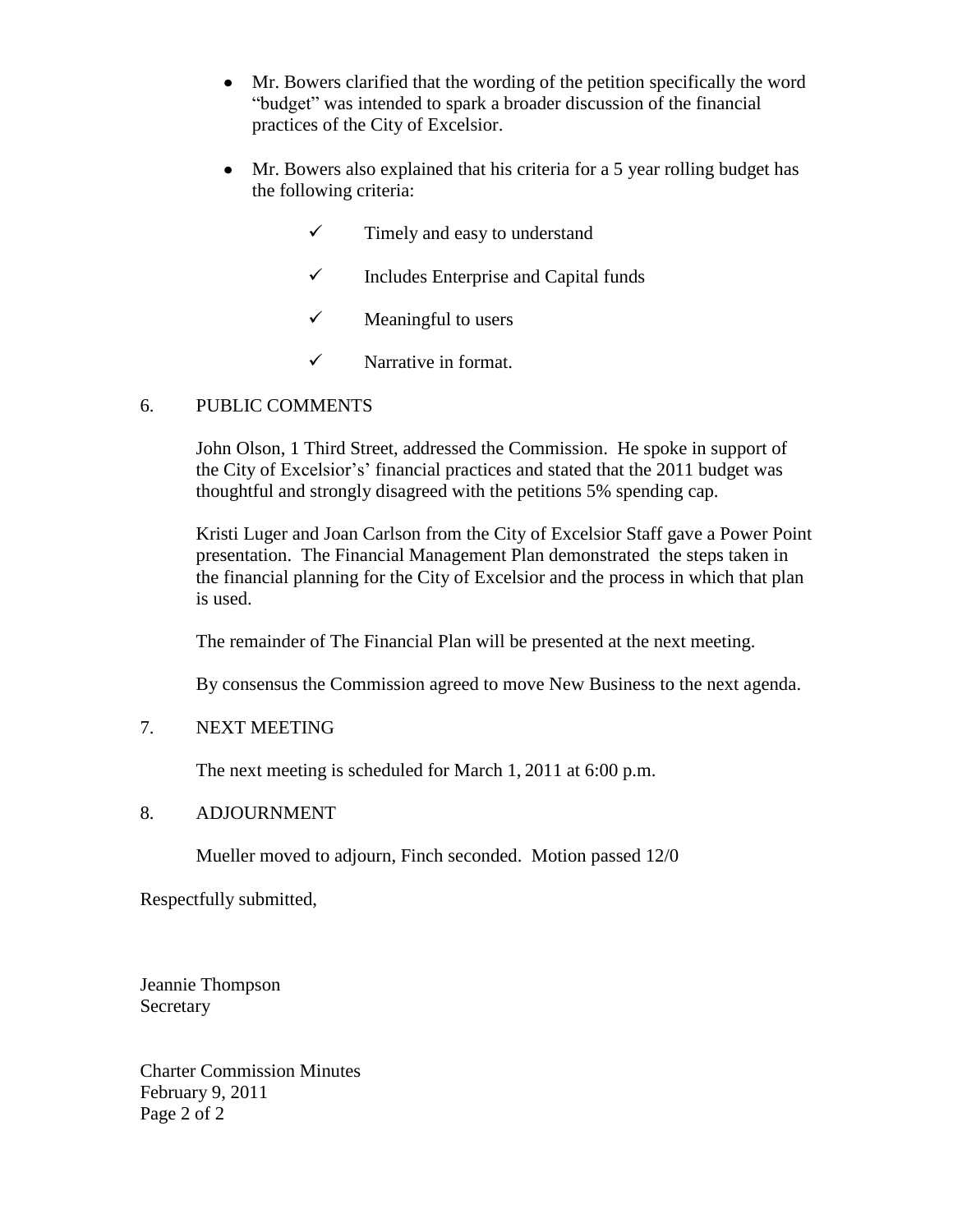- Mr. Bowers clarified that the wording of the petition specifically the word "budget" was intended to spark a broader discussion of the financial practices of the City of Excelsior.

- Mr. Bowers also explained that his criteria for a 5 year rolling budget has the following criteria:

  - ✓ Timely and easy to understand
  - ✓ Includes Enterprise and Capital funds
  - ✓ Meaningful to users
  - ✓ Narrative in format.

6. PUBLIC COMMENTS

   John Olson, 1 Third Street, addressed the Commission. He spoke in support of the City of Excelsior's' financial practices and stated that the 2011 budget was thoughtful and strongly disagreed with the petitions 5% spending cap.

   Kristi Luger and Joan Carlson from the City of Excelsior Staff gave a Power Point presentation. The Financial Management Plan demonstrated the steps taken in the financial planning for the City of Excelsior and the process in which that plan is used.

   The remainder of The Financial Plan will be presented at the next meeting.

   By consensus the Commission agreed to move New Business to the next agenda.

7. NEXT MEETING

   The next meeting is scheduled for March 1, 2011 at 6:00 p.m.

8. ADJOURNMENT

   Mueller moved to adjourn, Finch seconded. Motion passed 12/0

Respectfully submitted,

Jeannie Thompson
Secretary

Charter Commission Minutes
February 9, 2011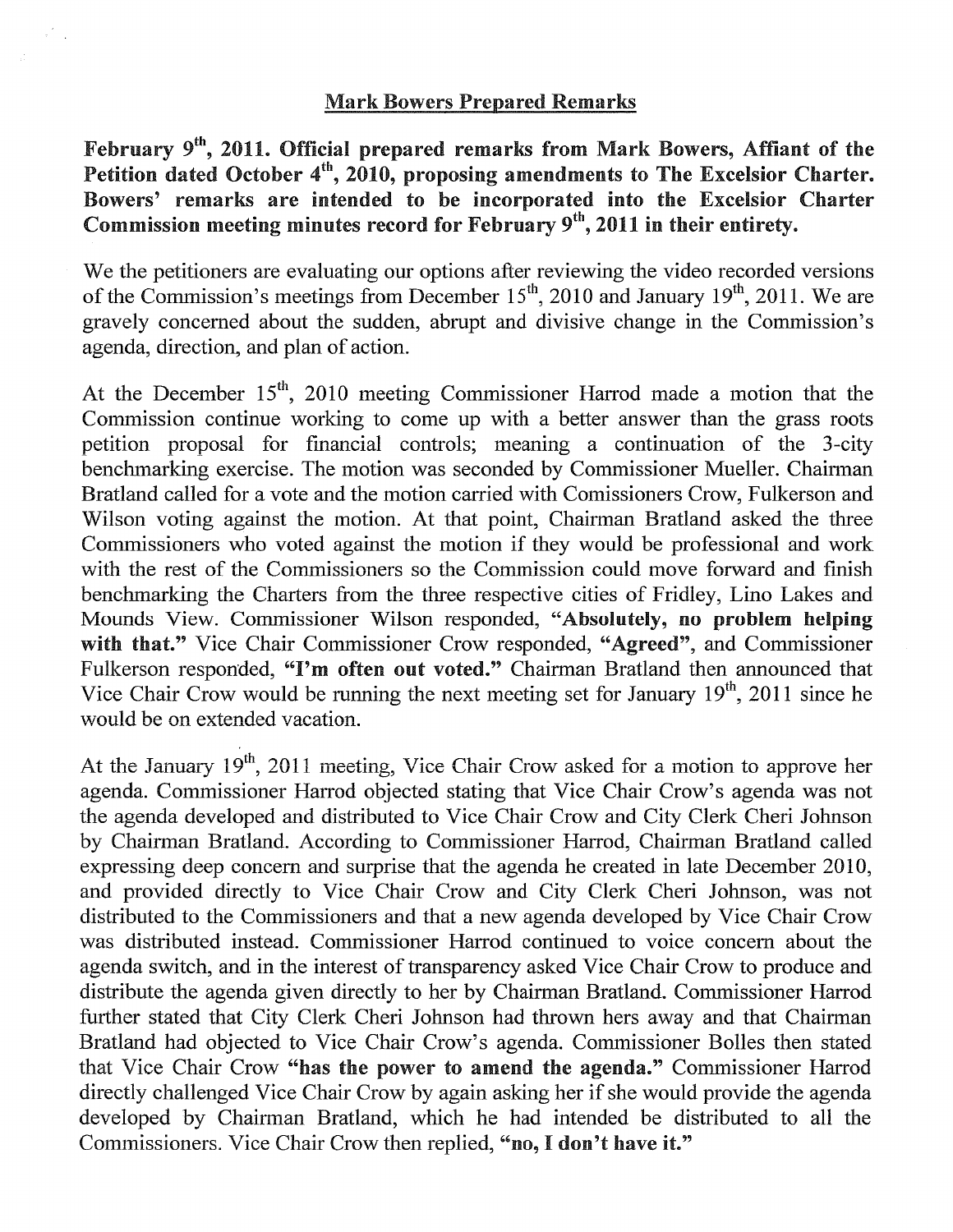## Mark Bowers Prepared Remarks

**February 9th, 2011. Official prepared remarks from Mark Bowers, Affiant of the Petition dated October 4th, 2010, proposing amendments to The Excelsior Charter. Bowers' remarks are intended to be incorporated into the Excelsior Charter Commission meeting minutes record for February 9th, 2011 in their entirety.**

We the petitioners are evaluating our options after reviewing the video recorded versions of the Commission's meetings from December 15th, 2010 and January 19th, 2011. We are gravely concerned about the sudden, abrupt and divisive change in the Commission's agenda, direction, and plan of action.

At the December 15th, 2010 meeting Commissioner Harrod made a motion that the Commission continue working to come up with a better answer than the grass roots petition proposal for financial controls; meaning a continuation of the 3-city benchmarking exercise. The motion was seconded by Commissioner Mueller. Chairman Bratland called for a vote and the motion carried with Comissioners Crow, Fulkerson and Wilson voting against the motion. At that point, Chairman Bratland asked the three Commissioners who voted against the motion if they would be professional and work with the rest of the Commissioners so the Commission could move forward and finish benchmarking the Charters from the three respective cities of Fridley, Lino Lakes and Mounds View. Commissioner Wilson responded, **"Absolutely, no problem helping with that."** Vice Chair Commissioner Crow responded, **"Agreed"**, and Commissioner Fulkerson responded, **"I'm often out voted."** Chairman Bratland then announced that Vice Chair Crow would be running the next meeting set for January 19th, 2011 since he would be on extended vacation.

At the January 19th, 2011 meeting, Vice Chair Crow asked for a motion to approve her agenda. Commissioner Harrod objected stating that Vice Chair Crow's agenda was not the agenda developed and distributed to Vice Chair Crow and City Clerk Cheri Johnson by Chairman Bratland. According to Commissioner Harrod, Chairman Bratland called expressing deep concern and surprise that the agenda he created in late December 2010, and provided directly to Vice Chair Crow and City Clerk Cheri Johnson, was not distributed to the Commissioners and that a new agenda developed by Vice Chair Crow was distributed instead. Commissioner Harrod continued to voice concern about the agenda switch, and in the interest of transparency asked Vice Chair Crow to produce and distribute the agenda given directly to her by Chairman Bratland. Commissioner Harrod further stated that City Clerk Cheri Johnson had thrown hers away and that Chairman Bratland had objected to Vice Chair Crow's agenda. Commissioner Bolles then stated that Vice Chair Crow **"has the power to amend the agenda."** Commissioner Harrod directly challenged Vice Chair Crow by again asking her if she would provide the agenda developed by Chairman Bratland, which he had intended be distributed to all the Commissioners. Vice Chair Crow then replied, **"no, I don't have it."**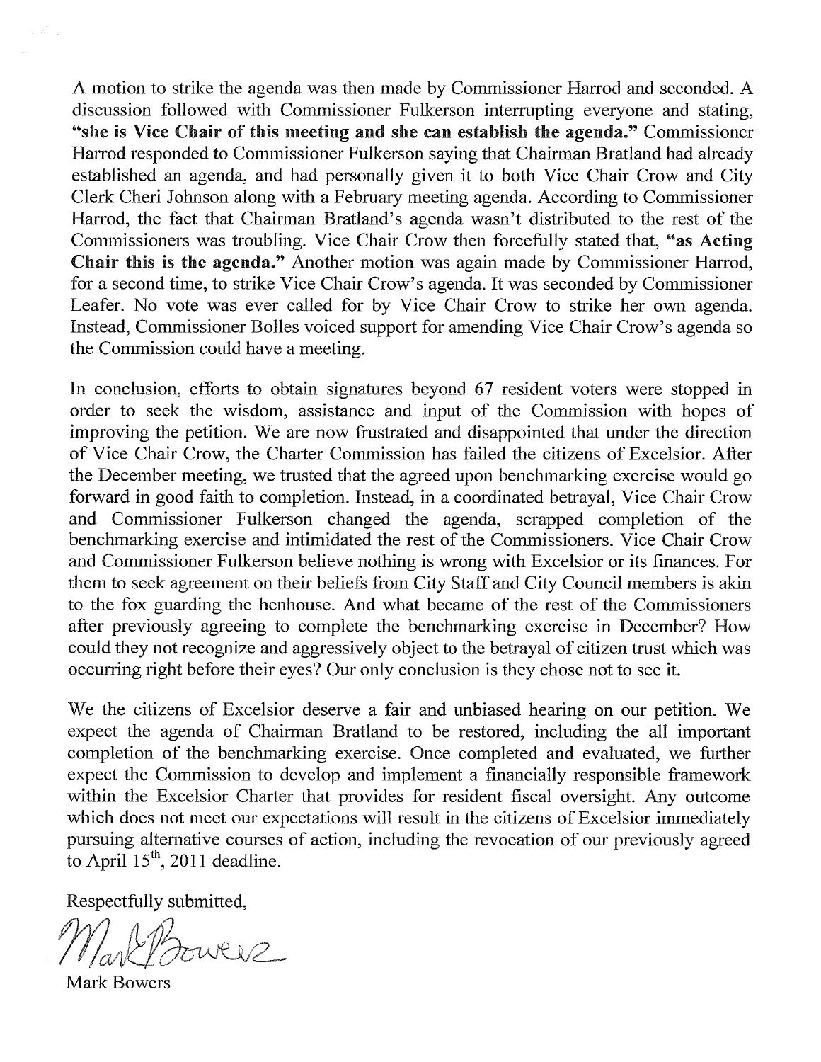A motion to strike the agenda was then made by Commissioner Harrod and seconded. A discussion followed with Commissioner Fulkerson interrupting everyone and stating, **"she is Vice Chair of this meeting and she can establish the agenda."** Commissioner Harrod responded to Commissioner Fulkerson saying that Chairman Bratland had already established an agenda, and had personally given it to both Vice Chair Crow and City Clerk Cheri Johnson along with a February meeting agenda. According to Commissioner Harrod, the fact that Chairman Bratland's agenda wasn't distributed to the rest of the Commissioners was troubling. Vice Chair Crow then forcefully stated that, **"as Acting Chair this is the agenda."** Another motion was again made by Commissioner Harrod, for a second time, to strike Vice Chair Crow's agenda. It was seconded by Commissioner Leafer. No vote was ever called for by Vice Chair Crow to strike her own agenda. Instead, Commissioner Bolles voiced support for amending Vice Chair Crow's agenda so the Commission could have a meeting.

In conclusion, efforts to obtain signatures beyond 67 resident voters were stopped in order to seek the wisdom, assistance and input of the Commission with hopes of improving the petition. We are now frustrated and disappointed that under the direction of Vice Chair Crow, the Charter Commission has failed the citizens of Excelsior. After the December meeting, we trusted that the agreed upon benchmarking exercise would go forward in good faith to completion. Instead, in a coordinated betrayal, Vice Chair Crow and Commissioner Fulkerson changed the agenda, scrapped completion of the benchmarking exercise and intimidated the rest of the Commissioners. Vice Chair Crow and Commissioner Fulkerson believe nothing is wrong with Excelsior or its finances. For them to seek agreement on their beliefs from City Staff and City Council members is akin to the fox guarding the henhouse. And what became of the rest of the Commissioners after previously agreeing to complete the benchmarking exercise in December? How could they not recognize and aggressively object to the betrayal of citizen trust which was occurring right before their eyes? Our only conclusion is they chose not to see it.

We the citizens of Excelsior deserve a fair and unbiased hearing on our petition. We expect the agenda of Chairman Bratland to be restored, including the all important completion of the benchmarking exercise. Once completed and evaluated, we further expect the Commission to develop and implement a financially responsible framework within the Excelsior Charter that provides for resident fiscal oversight. Any outcome which does not meet our expectations will result in the citizens of Excelsior immediately pursuing alternative courses of action, including the revocation of our previously agreed to April 15th, 2011 deadline.

Respectfully submitted,

Mark Bowers

Mark Bowers